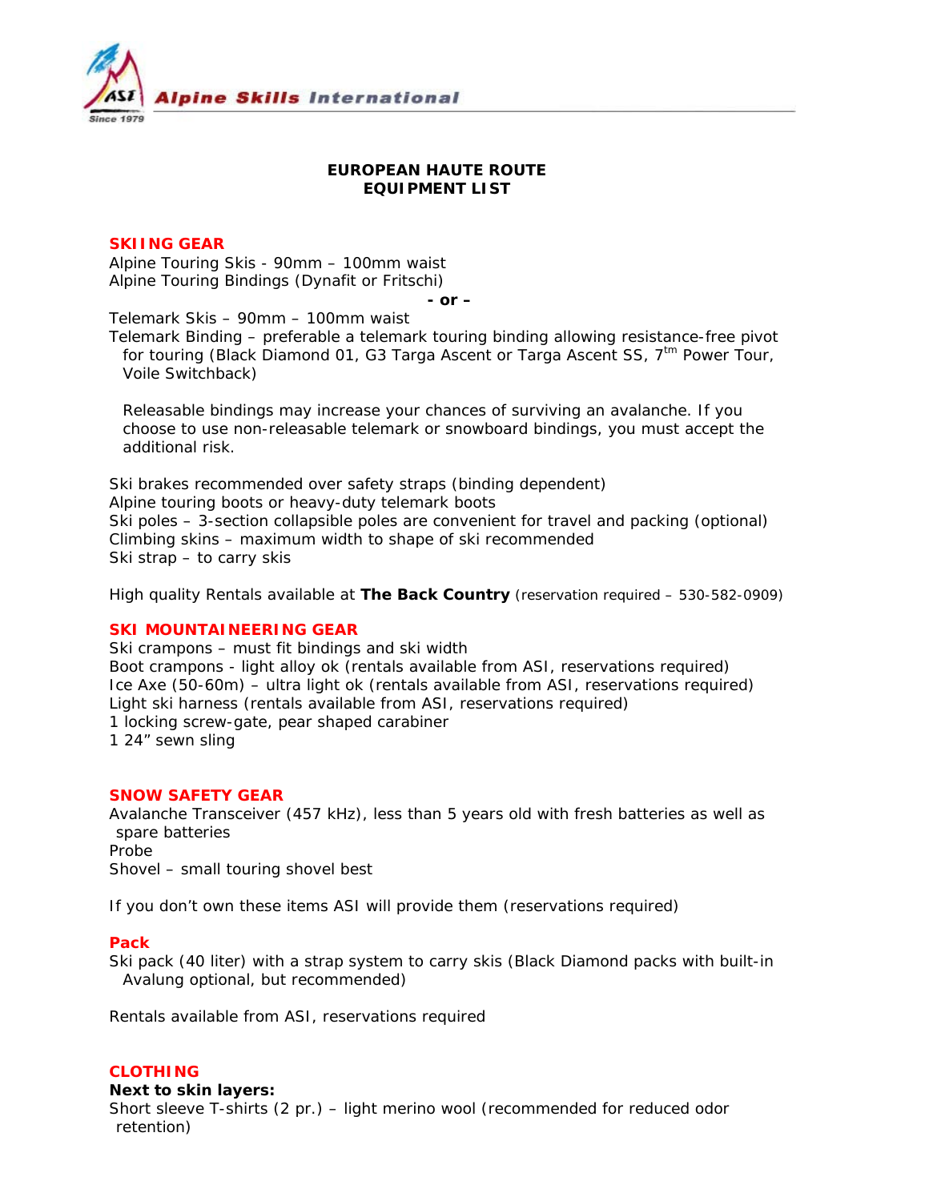Alpine Skills International

# EUROPEAN HAUTE ROUTE
# EQUIPMENT LIST

## SKIING GEAR

Alpine Touring Skis - 90mm – 100mm waist
Alpine Touring Bindings (Dynafit or Fritschi)

**- or –**

Telemark Skis – 90mm – 100mm waist
Telemark Binding – preferable a telemark touring binding allowing resistance-free pivot for touring (Black Diamond 01, G3 Targa Ascent or Targa Ascent SS, 7[tm] Power Tour, Voile Switchback)

Releasable bindings may increase your chances of surviving an avalanche. If you choose to use non-releasable telemark or snowboard bindings, you must accept the additional risk.

Ski brakes recommended over safety straps (binding dependent)
Alpine touring boots or heavy-duty telemark boots
Ski poles – 3-section collapsible poles are convenient for travel and packing (optional)
Climbing skins – maximum width to shape of ski recommended
Ski strap – to carry skis

High quality Rentals available at **The Back Country** (reservation required – 530-582-0909)

## SKI MOUNTAINEERING GEAR

Ski crampons – must fit bindings and ski width
Boot crampons - light alloy ok (rentals available from ASI, reservations required)
Ice Axe (50-60m) – ultra light ok (rentals available from ASI, reservations required)
Light ski harness (rentals available from ASI, reservations required)
1 locking screw-gate, pear shaped carabiner
1 24" sewn sling

## SNOW SAFETY GEAR

Avalanche Transceiver (457 kHz), less than 5 years old with fresh batteries as well as spare batteries
Probe
Shovel – small touring shovel best

If you don't own these items ASI will provide them (reservations required)

## Pack

Ski pack (40 liter) with a strap system to carry skis (Black Diamond packs with built-in Avalung optional, but recommended)

Rentals available from ASI, reservations required

## CLOTHING

**Next to skin layers:**

Short sleeve T-shirts (2 pr.) – light merino wool (recommended for reduced odor retention)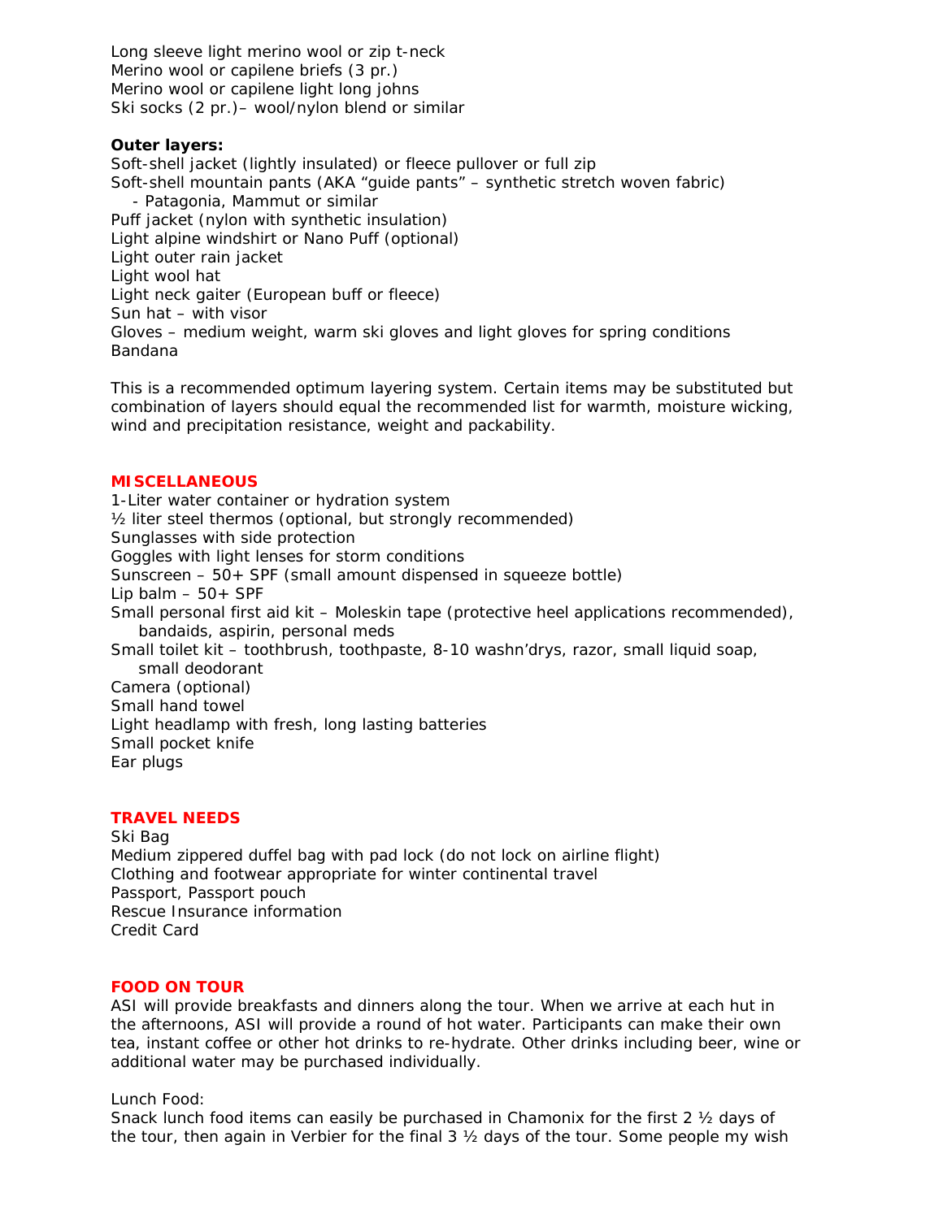Long sleeve light merino wool or zip t-neck
Merino wool or capilene briefs (3 pr.)
Merino wool or capilene light long johns
Ski socks (2 pr.)– wool/nylon blend or similar

**Outer layers:**
Soft-shell jacket (lightly insulated) or fleece pullover or full zip
Soft-shell mountain pants (AKA "guide pants" – synthetic stretch woven fabric)
- Patagonia, Mammut or similar

Puff jacket (nylon with synthetic insulation)
Light alpine windshirt or Nano Puff (optional)
Light outer rain jacket
Light wool hat
Light neck gaiter (European buff or fleece)
Sun hat – with visor
Gloves – medium weight, warm ski gloves and light gloves for spring conditions
Bandana

This is a recommended optimum layering system. Certain items may be substituted but combination of layers should equal the recommended list for warmth, moisture wicking, wind and precipitation resistance, weight and packability.

## MISCELLANEOUS

1-Liter water container or hydration system
½ liter steel thermos (optional, but strongly recommended)
Sunglasses with side protection
Goggles with light lenses for storm conditions
Sunscreen – 50+ SPF (small amount dispensed in squeeze bottle)
Lip balm – 50+ SPF
Small personal first aid kit – Moleskin tape (protective heel applications recommended), bandaids, aspirin, personal meds
Small toilet kit – toothbrush, toothpaste, 8-10 washn'drys, razor, small liquid soap, small deodorant
Camera (optional)
Small hand towel
Light headlamp with fresh, long lasting batteries
Small pocket knife
Ear plugs

## TRAVEL NEEDS

Ski Bag
Medium zippered duffel bag with pad lock (do not lock on airline flight)
Clothing and footwear appropriate for winter continental travel
Passport, Passport pouch
Rescue Insurance information
Credit Card

## FOOD ON TOUR

ASI will provide breakfasts and dinners along the tour. When we arrive at each hut in the afternoons, ASI will provide a round of hot water. Participants can make their own tea, instant coffee or other hot drinks to re-hydrate. Other drinks including beer, wine or additional water may be purchased individually.

Lunch Food:
Snack lunch food items can easily be purchased in Chamonix for the first 2 ½ days of the tour, then again in Verbier for the final 3 ½ days of the tour. Some people my wish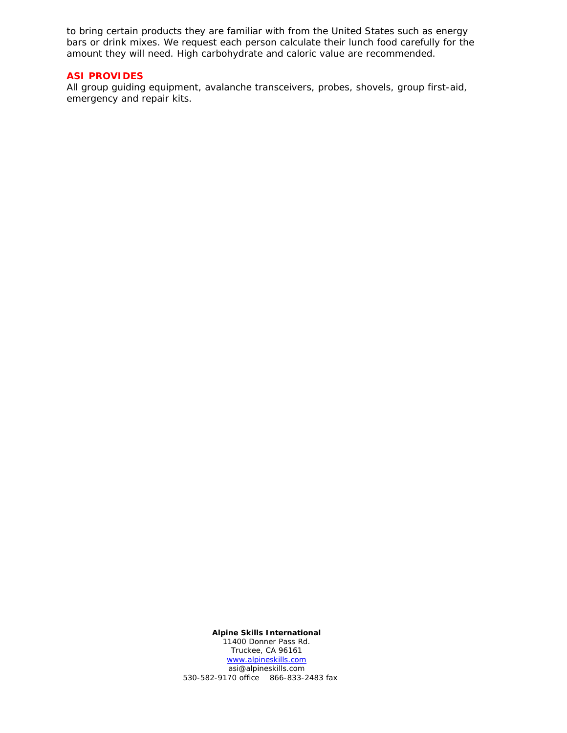to bring certain products they are familiar with from the United States such as energy bars or drink mixes. We request each person calculate their lunch food carefully for the amount they will need. High carbohydrate and caloric value are recommended.

## ASI PROVIDES

All group guiding equipment, avalanche transceivers, probes, shovels, group first-aid, emergency and repair kits.

**Alpine Skills International**
11400 Donner Pass Rd.
Truckee, CA 96161
www.alpineskills.com
asi@alpineskills.com
530-582-9170 office 866-833-2483 fax